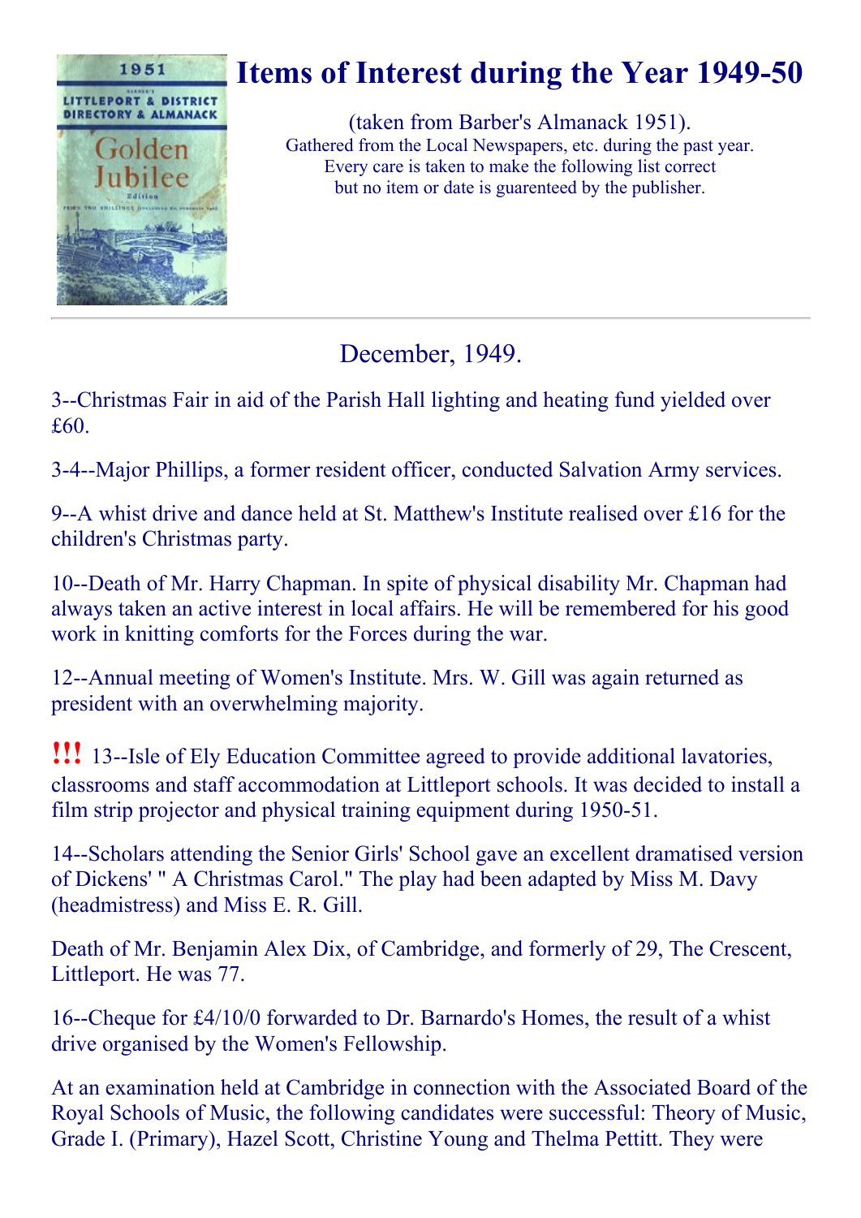# Items of Interest during the Year 1949-50

(taken from Barber's Almanack 1951).
Gathered from the Local Newspapers, etc. during the past year.
Every care is taken to make the following list correct
but no item or date is guarenteed by the publisher.

---

## December, 1949.

3--Christmas Fair in aid of the Parish Hall lighting and heating fund yielded over £60.

3-4--Major Phillips, a former resident officer, conducted Salvation Army services.

9--A whist drive and dance held at St. Matthew's Institute realised over £16 for the children's Christmas party.

10--Death of Mr. Harry Chapman. In spite of physical disability Mr. Chapman had always taken an active interest in local affairs. He will be remembered for his good work in knitting comforts for the Forces during the war.

12--Annual meeting of Women's Institute. Mrs. W. Gill was again returned as president with an overwhelming majority.

!!! 13--Isle of Ely Education Committee agreed to provide additional lavatories, classrooms and staff accommodation at Littleport schools. It was decided to install a film strip projector and physical training equipment during 1950-51.

14--Scholars attending the Senior Girls' School gave an excellent dramatised version of Dickens' " A Christmas Carol." The play had been adapted by Miss M. Davy (headmistress) and Miss E. R. Gill.

Death of Mr. Benjamin Alex Dix, of Cambridge, and formerly of 29, The Crescent, Littleport. He was 77.

16--Cheque for £4/10/0 forwarded to Dr. Barnardo's Homes, the result of a whist drive organised by the Women's Fellowship.

At an examination held at Cambridge in connection with the Associated Board of the Royal Schools of Music, the following candidates were successful: Theory of Music, Grade I. (Primary), Hazel Scott, Christine Young and Thelma Pettitt. They were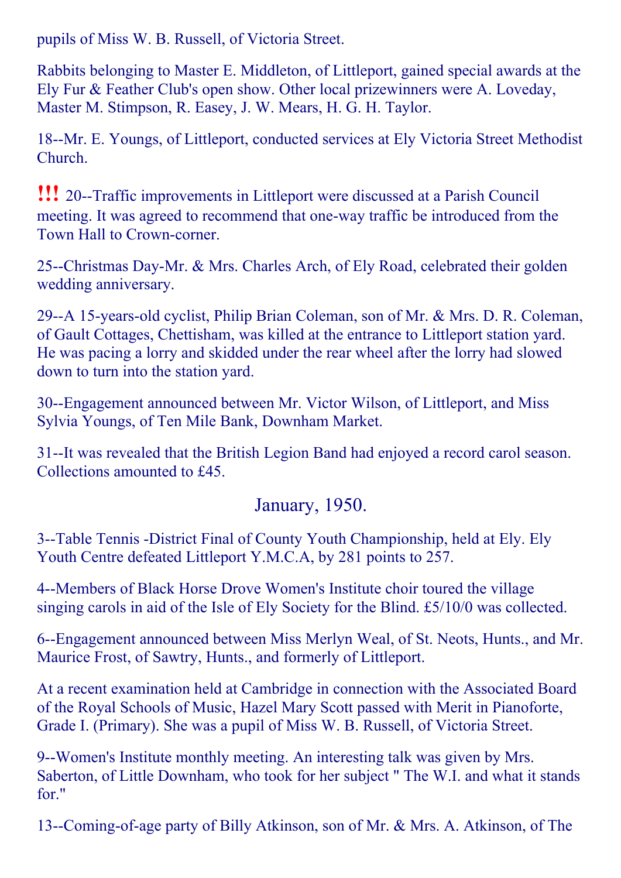pupils of Miss W. B. Russell, of Victoria Street.

Rabbits belonging to Master E. Middleton, of Littleport, gained special awards at the Ely Fur & Feather Club's open show. Other local prizewinners were A. Loveday, Master M. Stimpson, R. Easey, J. W. Mears, H. G. H. Taylor.

18--Mr. E. Youngs, of Littleport, conducted services at Ely Victoria Street Methodist Church.

!!! 20--Traffic improvements in Littleport were discussed at a Parish Council meeting. It was agreed to recommend that one-way traffic be introduced from the Town Hall to Crown-corner.

25--Christmas Day-Mr. & Mrs. Charles Arch, of Ely Road, celebrated their golden wedding anniversary.

29--A 15-years-old cyclist, Philip Brian Coleman, son of Mr. & Mrs. D. R. Coleman, of Gault Cottages, Chettisham, was killed at the entrance to Littleport station yard. He was pacing a lorry and skidded under the rear wheel after the lorry had slowed down to turn into the station yard.

30--Engagement announced between Mr. Victor Wilson, of Littleport, and Miss Sylvia Youngs, of Ten Mile Bank, Downham Market.

31--It was revealed that the British Legion Band had enjoyed a record carol season. Collections amounted to £45.

## January, 1950.

3--Table Tennis -District Final of County Youth Championship, held at Ely. Ely Youth Centre defeated Littleport Y.M.C.A, by 281 points to 257.

4--Members of Black Horse Drove Women's Institute choir toured the village singing carols in aid of the Isle of Ely Society for the Blind. £5/10/0 was collected.

6--Engagement announced between Miss Merlyn Weal, of St. Neots, Hunts., and Mr. Maurice Frost, of Sawtry, Hunts., and formerly of Littleport.

At a recent examination held at Cambridge in connection with the Associated Board of the Royal Schools of Music, Hazel Mary Scott passed with Merit in Pianoforte, Grade I. (Primary). She was a pupil of Miss W. B. Russell, of Victoria Street.

9--Women's Institute monthly meeting. An interesting talk was given by Mrs. Saberton, of Little Downham, who took for her subject " The W.I. and what it stands for."

13--Coming-of-age party of Billy Atkinson, son of Mr. & Mrs. A. Atkinson, of The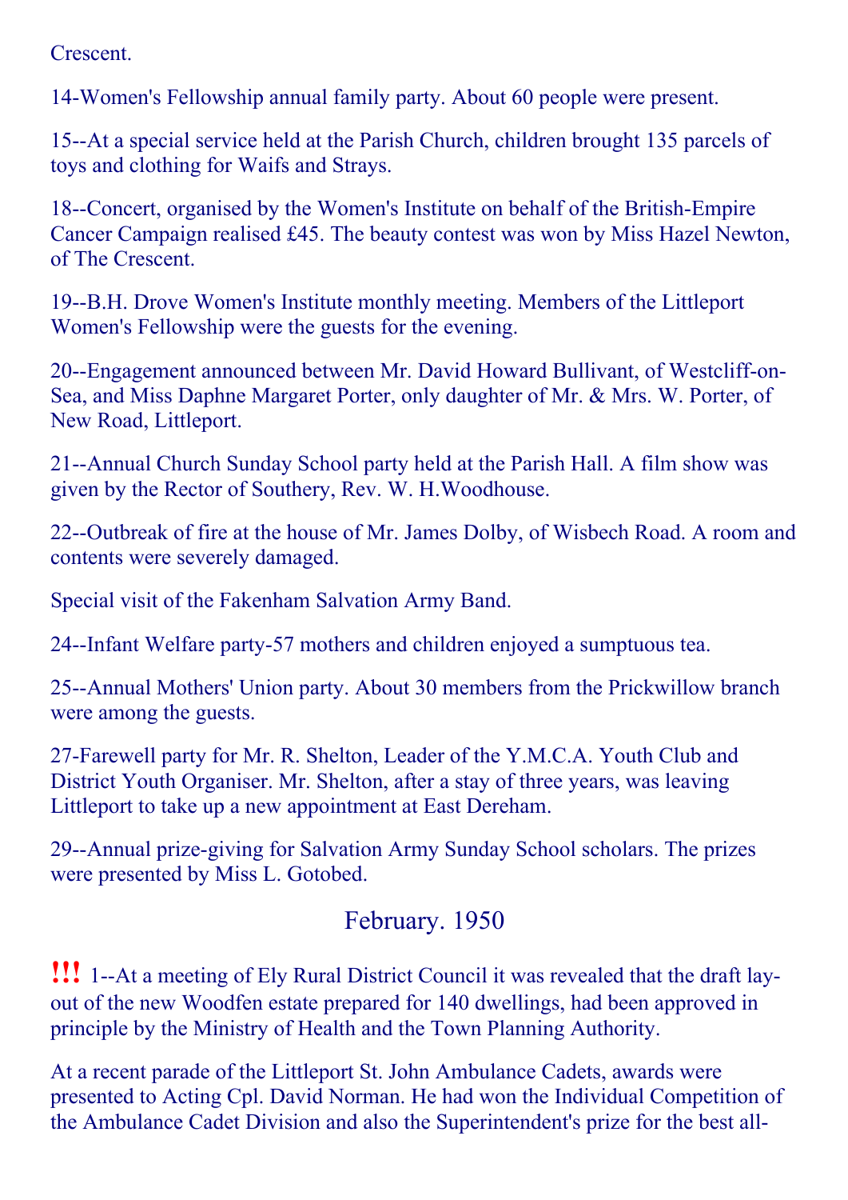Crescent.

14-Women's Fellowship annual family party. About 60 people were present.

15--At a special service held at the Parish Church, children brought 135 parcels of toys and clothing for Waifs and Strays.

18--Concert, organised by the Women's Institute on behalf of the British-Empire Cancer Campaign realised £45. The beauty contest was won by Miss Hazel Newton, of The Crescent.

19--B.H. Drove Women's Institute monthly meeting. Members of the Littleport Women's Fellowship were the guests for the evening.

20--Engagement announced between Mr. David Howard Bullivant, of Westcliff-on-Sea, and Miss Daphne Margaret Porter, only daughter of Mr. & Mrs. W. Porter, of New Road, Littleport.

21--Annual Church Sunday School party held at the Parish Hall. A film show was given by the Rector of Southery, Rev. W. H.Woodhouse.

22--Outbreak of fire at the house of Mr. James Dolby, of Wisbech Road. A room and contents were severely damaged.

Special visit of the Fakenham Salvation Army Band.

24--Infant Welfare party-57 mothers and children enjoyed a sumptuous tea.

25--Annual Mothers' Union party. About 30 members from the Prickwillow branch were among the guests.

27-Farewell party for Mr. R. Shelton, Leader of the Y.M.C.A. Youth Club and District Youth Organiser. Mr. Shelton, after a stay of three years, was leaving Littleport to take up a new appointment at East Dereham.

29--Annual prize-giving for Salvation Army Sunday School scholars. The prizes were presented by Miss L. Gotobed.

## February. 1950

**!!!** 1--At a meeting of Ely Rural District Council it was revealed that the draft lay-out of the new Woodfen estate prepared for 140 dwellings, had been approved in principle by the Ministry of Health and the Town Planning Authority.

At a recent parade of the Littleport St. John Ambulance Cadets, awards were presented to Acting Cpl. David Norman. He had won the Individual Competition of the Ambulance Cadet Division and also the Superintendent's prize for the best all-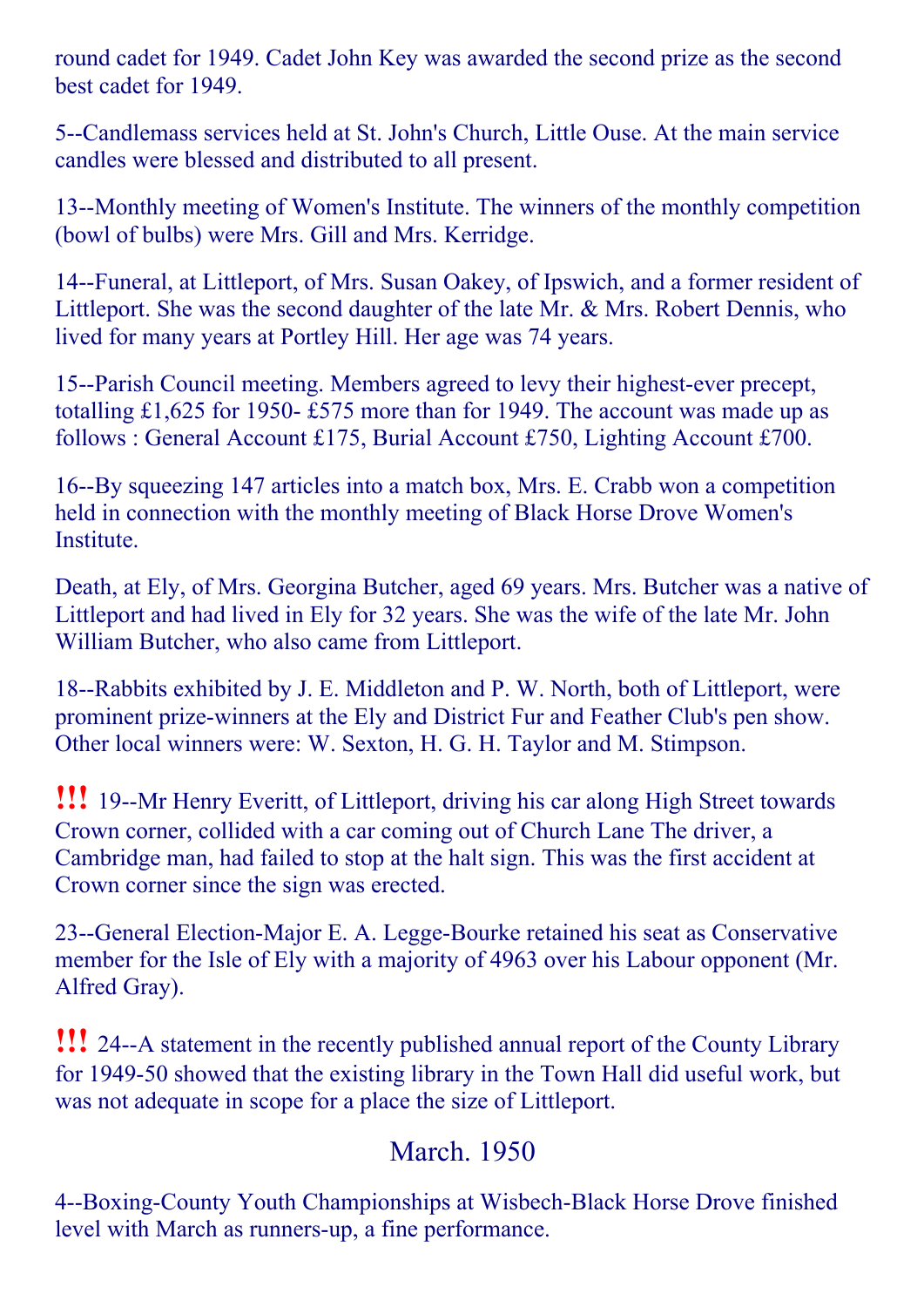round cadet for 1949. Cadet John Key was awarded the second prize as the second best cadet for 1949.

5--Candlemass services held at St. John's Church, Little Ouse. At the main service candles were blessed and distributed to all present.

13--Monthly meeting of Women's Institute. The winners of the monthly competition (bowl of bulbs) were Mrs. Gill and Mrs. Kerridge.

14--Funeral, at Littleport, of Mrs. Susan Oakey, of Ipswich, and a former resident of Littleport. She was the second daughter of the late Mr. & Mrs. Robert Dennis, who lived for many years at Portley Hill. Her age was 74 years.

15--Parish Council meeting. Members agreed to levy their highest-ever precept, totalling £1,625 for 1950- £575 more than for 1949. The account was made up as follows : General Account £175, Burial Account £750, Lighting Account £700.

16--By squeezing 147 articles into a match box, Mrs. E. Crabb won a competition held in connection with the monthly meeting of Black Horse Drove Women's Institute.

Death, at Ely, of Mrs. Georgina Butcher, aged 69 years. Mrs. Butcher was a native of Littleport and had lived in Ely for 32 years. She was the wife of the late Mr. John William Butcher, who also came from Littleport.

18--Rabbits exhibited by J. E. Middleton and P. W. North, both of Littleport, were prominent prize-winners at the Ely and District Fur and Feather Club's pen show. Other local winners were: W. Sexton, H. G. H. Taylor and M. Stimpson.

**!!!** 19--Mr Henry Everitt, of Littleport, driving his car along High Street towards Crown corner, collided with a car coming out of Church Lane The driver, a Cambridge man, had failed to stop at the halt sign. This was the first accident at Crown corner since the sign was erected.

23--General Election-Major E. A. Legge-Bourke retained his seat as Conservative member for the Isle of Ely with a majority of 4963 over his Labour opponent (Mr. Alfred Gray).

**!!!** 24--A statement in the recently published annual report of the County Library for 1949-50 showed that the existing library in the Town Hall did useful work, but was not adequate in scope for a place the size of Littleport.

## March. 1950

4--Boxing-County Youth Championships at Wisbech-Black Horse Drove finished level with March as runners-up, a fine performance.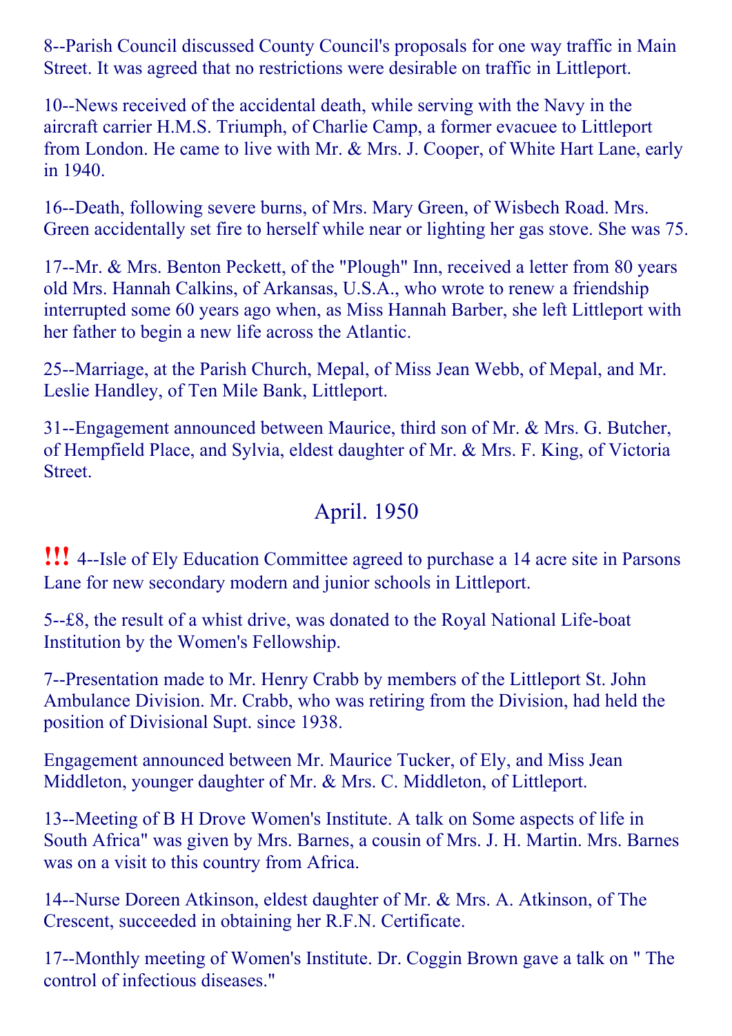8--Parish Council discussed County Council's proposals for one way traffic in Main Street. It was agreed that no restrictions were desirable on traffic in Littleport.

10--News received of the accidental death, while serving with the Navy in the aircraft carrier H.M.S. Triumph, of Charlie Camp, a former evacuee to Littleport from London. He came to live with Mr. & Mrs. J. Cooper, of White Hart Lane, early in 1940.

16--Death, following severe burns, of Mrs. Mary Green, of Wisbech Road. Mrs. Green accidentally set fire to herself while near or lighting her gas stove. She was 75.

17--Mr. & Mrs. Benton Peckett, of the "Plough" Inn, received a letter from 80 years old Mrs. Hannah Calkins, of Arkansas, U.S.A., who wrote to renew a friendship interrupted some 60 years ago when, as Miss Hannah Barber, she left Littleport with her father to begin a new life across the Atlantic.

25--Marriage, at the Parish Church, Mepal, of Miss Jean Webb, of Mepal, and Mr. Leslie Handley, of Ten Mile Bank, Littleport.

31--Engagement announced between Maurice, third son of Mr. & Mrs. G. Butcher, of Hempfield Place, and Sylvia, eldest daughter of Mr. & Mrs. F. King, of Victoria Street.

## April. 1950

!!! 4--Isle of Ely Education Committee agreed to purchase a 14 acre site in Parsons Lane for new secondary modern and junior schools in Littleport.

5--£8, the result of a whist drive, was donated to the Royal National Life-boat Institution by the Women's Fellowship.

7--Presentation made to Mr. Henry Crabb by members of the Littleport St. John Ambulance Division. Mr. Crabb, who was retiring from the Division, had held the position of Divisional Supt. since 1938.

Engagement announced between Mr. Maurice Tucker, of Ely, and Miss Jean Middleton, younger daughter of Mr. & Mrs. C. Middleton, of Littleport.

13--Meeting of B H Drove Women's Institute. A talk on Some aspects of life in South Africa" was given by Mrs. Barnes, a cousin of Mrs. J. H. Martin. Mrs. Barnes was on a visit to this country from Africa.

14--Nurse Doreen Atkinson, eldest daughter of Mr. & Mrs. A. Atkinson, of The Crescent, succeeded in obtaining her R.F.N. Certificate.

17--Monthly meeting of Women's Institute. Dr. Coggin Brown gave a talk on " The control of infectious diseases."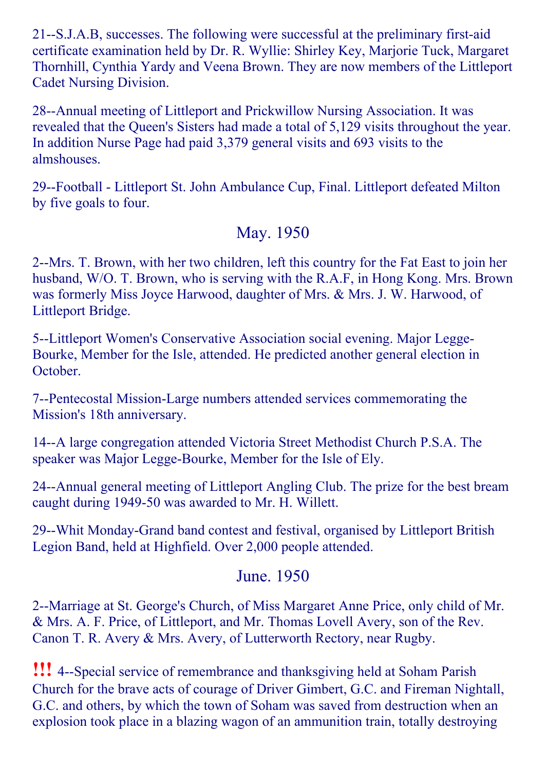21--S.J.A.B, successes. The following were successful at the preliminary first-aid certificate examination held by Dr. R. Wyllie: Shirley Key, Marjorie Tuck, Margaret Thornhill, Cynthia Yardy and Veena Brown. They are now members of the Littleport Cadet Nursing Division.

28--Annual meeting of Littleport and Prickwillow Nursing Association. It was revealed that the Queen's Sisters had made a total of 5,129 visits throughout the year. In addition Nurse Page had paid 3,379 general visits and 693 visits to the almshouses.

29--Football - Littleport St. John Ambulance Cup, Final. Littleport defeated Milton by five goals to four.

## May. 1950

2--Mrs. T. Brown, with her two children, left this country for the Fat East to join her husband, W/O. T. Brown, who is serving with the R.A.F, in Hong Kong. Mrs. Brown was formerly Miss Joyce Harwood, daughter of Mrs. & Mrs. J. W. Harwood, of Littleport Bridge.

5--Littleport Women's Conservative Association social evening. Major Legge-Bourke, Member for the Isle, attended. He predicted another general election in October.

7--Pentecostal Mission-Large numbers attended services commemorating the Mission's 18th anniversary.

14--A large congregation attended Victoria Street Methodist Church P.S.A. The speaker was Major Legge-Bourke, Member for the Isle of Ely.

24--Annual general meeting of Littleport Angling Club. The prize for the best bream caught during 1949-50 was awarded to Mr. H. Willett.

29--Whit Monday-Grand band contest and festival, organised by Littleport British Legion Band, held at Highfield. Over 2,000 people attended.

## June. 1950

2--Marriage at St. George's Church, of Miss Margaret Anne Price, only child of Mr. & Mrs. A. F. Price, of Littleport, and Mr. Thomas Lovell Avery, son of the Rev. Canon T. R. Avery & Mrs. Avery, of Lutterworth Rectory, near Rugby.

!!! 4--Special service of remembrance and thanksgiving held at Soham Parish Church for the brave acts of courage of Driver Gimbert, G.C. and Fireman Nightall, G.C. and others, by which the town of Soham was saved from destruction when an explosion took place in a blazing wagon of an ammunition train, totally destroying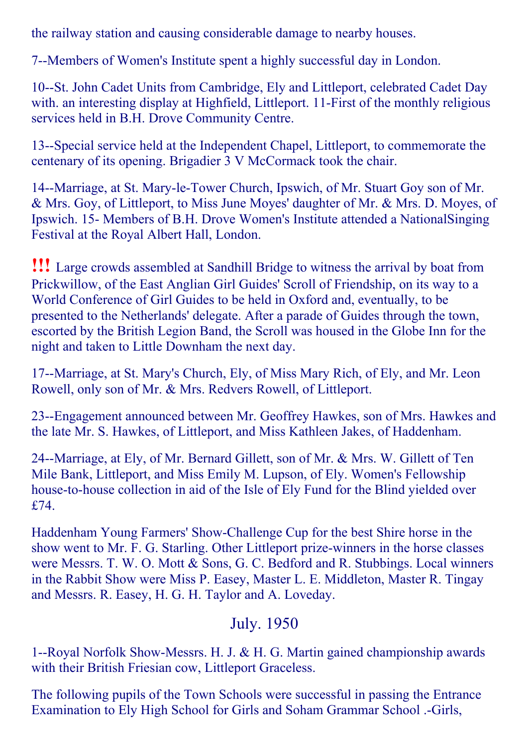the railway station and causing considerable damage to nearby houses.

7--Members of Women's Institute spent a highly successful day in London.

10--St. John Cadet Units from Cambridge, Ely and Littleport, celebrated Cadet Day with. an interesting display at Highfield, Littleport. 11-First of the monthly religious services held in B.H. Drove Community Centre.

13--Special service held at the Independent Chapel, Littleport, to commemorate the centenary of its opening. Brigadier 3 V McCormack took the chair.

14--Marriage, at St. Mary-le-Tower Church, Ipswich, of Mr. Stuart Goy son of Mr. & Mrs. Goy, of Littleport, to Miss June Moyes' daughter of Mr. & Mrs. D. Moyes, of Ipswich. 15- Members of B.H. Drove Women's Institute attended a NationalSinging Festival at the Royal Albert Hall, London.

**!!!** Large crowds assembled at Sandhill Bridge to witness the arrival by boat from Prickwillow, of the East Anglian Girl Guides' Scroll of Friendship, on its way to a World Conference of Girl Guides to be held in Oxford and, eventually, to be presented to the Netherlands' delegate. After a parade of Guides through the town, escorted by the British Legion Band, the Scroll was housed in the Globe Inn for the night and taken to Little Downham the next day.

17--Marriage, at St. Mary's Church, Ely, of Miss Mary Rich, of Ely, and Mr. Leon Rowell, only son of Mr. & Mrs. Redvers Rowell, of Littleport.

23--Engagement announced between Mr. Geoffrey Hawkes, son of Mrs. Hawkes and the late Mr. S. Hawkes, of Littleport, and Miss Kathleen Jakes, of Haddenham.

24--Marriage, at Ely, of Mr. Bernard Gillett, son of Mr. & Mrs. W. Gillett of Ten Mile Bank, Littleport, and Miss Emily M. Lupson, of Ely. Women's Fellowship house-to-house collection in aid of the Isle of Ely Fund for the Blind yielded over £74.

Haddenham Young Farmers' Show-Challenge Cup for the best Shire horse in the show went to Mr. F. G. Starling. Other Littleport prize-winners in the horse classes were Messrs. T. W. O. Mott & Sons, G. C. Bedford and R. Stubbings. Local winners in the Rabbit Show were Miss P. Easey, Master L. E. Middleton, Master R. Tingay and Messrs. R. Easey, H. G. H. Taylor and A. Loveday.

## July. 1950

1--Royal Norfolk Show-Messrs. H. J. & H. G. Martin gained championship awards with their British Friesian cow, Littleport Graceless.

The following pupils of the Town Schools were successful in passing the Entrance Examination to Ely High School for Girls and Soham Grammar School .-Girls,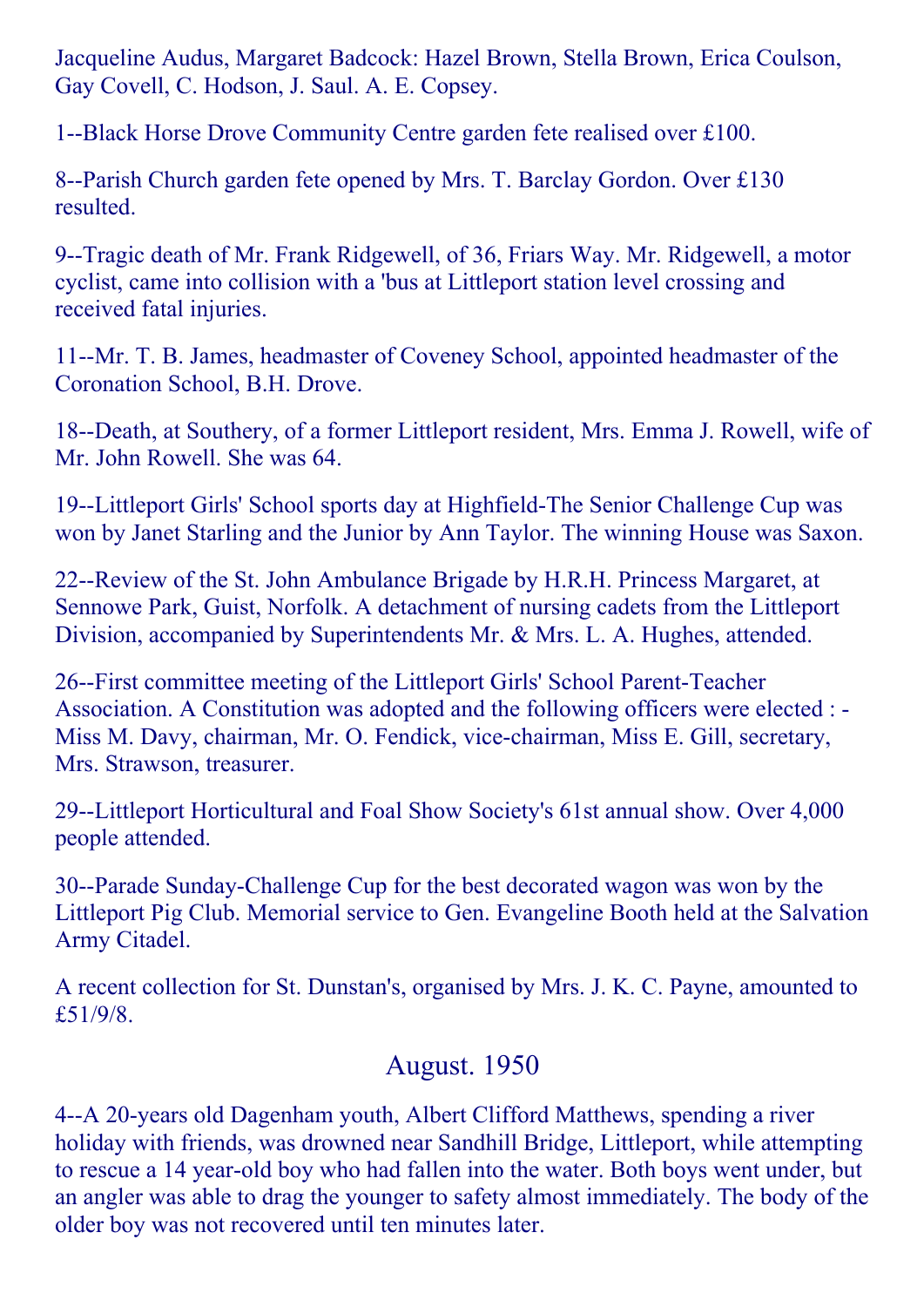Jacqueline Audus, Margaret Badcock: Hazel Brown, Stella Brown, Erica Coulson, Gay Covell, C. Hodson, J. Saul. A. E. Copsey.

1--Black Horse Drove Community Centre garden fete realised over £100.

8--Parish Church garden fete opened by Mrs. T. Barclay Gordon. Over £130 resulted.

9--Tragic death of Mr. Frank Ridgewell, of 36, Friars Way. Mr. Ridgewell, a motor cyclist, came into collision with a 'bus at Littleport station level crossing and received fatal injuries.

11--Mr. T. B. James, headmaster of Coveney School, appointed headmaster of the Coronation School, B.H. Drove.

18--Death, at Southery, of a former Littleport resident, Mrs. Emma J. Rowell, wife of Mr. John Rowell. She was 64.

19--Littleport Girls' School sports day at Highfield-The Senior Challenge Cup was won by Janet Starling and the Junior by Ann Taylor. The winning House was Saxon.

22--Review of the St. John Ambulance Brigade by H.R.H. Princess Margaret, at Sennowe Park, Guist, Norfolk. A detachment of nursing cadets from the Littleport Division, accompanied by Superintendents Mr. & Mrs. L. A. Hughes, attended.

26--First committee meeting of the Littleport Girls' School Parent-Teacher Association. A Constitution was adopted and the following officers were elected : - Miss M. Davy, chairman, Mr. O. Fendick, vice-chairman, Miss E. Gill, secretary, Mrs. Strawson, treasurer.

29--Littleport Horticultural and Foal Show Society's 61st annual show. Over 4,000 people attended.

30--Parade Sunday-Challenge Cup for the best decorated wagon was won by the Littleport Pig Club. Memorial service to Gen. Evangeline Booth held at the Salvation Army Citadel.

A recent collection for St. Dunstan's, organised by Mrs. J. K. C. Payne, amounted to £51/9/8.

## August. 1950

4--A 20-years old Dagenham youth, Albert Clifford Matthews, spending a river holiday with friends, was drowned near Sandhill Bridge, Littleport, while attempting to rescue a 14 year-old boy who had fallen into the water. Both boys went under, but an angler was able to drag the younger to safety almost immediately. The body of the older boy was not recovered until ten minutes later.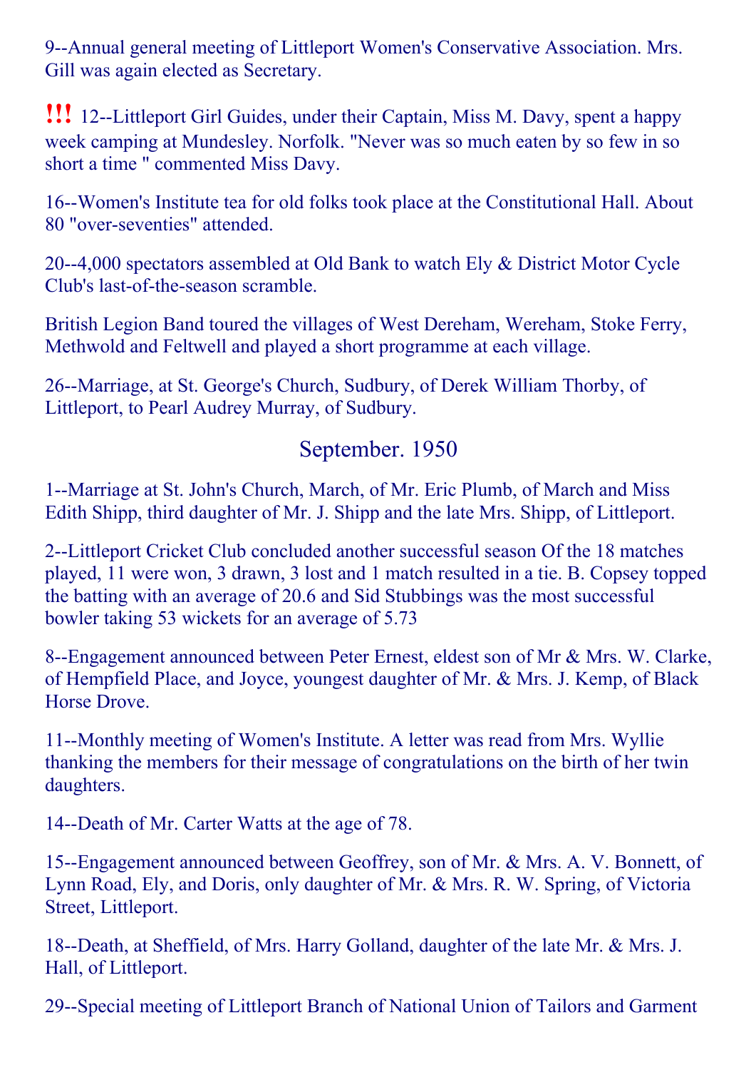9--Annual general meeting of Littleport Women's Conservative Association. Mrs. Gill was again elected as Secretary.

!!! 12--Littleport Girl Guides, under their Captain, Miss M. Davy, spent a happy week camping at Mundesley. Norfolk. "Never was so much eaten by so few in so short a time " commented Miss Davy.

16--Women's Institute tea for old folks took place at the Constitutional Hall. About 80 "over-seventies" attended.

20--4,000 spectators assembled at Old Bank to watch Ely & District Motor Cycle Club's last-of-the-season scramble.

British Legion Band toured the villages of West Dereham, Wereham, Stoke Ferry, Methwold and Feltwell and played a short programme at each village.

26--Marriage, at St. George's Church, Sudbury, of Derek William Thorby, of Littleport, to Pearl Audrey Murray, of Sudbury.

## September. 1950

1--Marriage at St. John's Church, March, of Mr. Eric Plumb, of March and Miss Edith Shipp, third daughter of Mr. J. Shipp and the late Mrs. Shipp, of Littleport.

2--Littleport Cricket Club concluded another successful season Of the 18 matches played, 11 were won, 3 drawn, 3 lost and 1 match resulted in a tie. B. Copsey topped the batting with an average of 20.6 and Sid Stubbings was the most successful bowler taking 53 wickets for an average of 5.73

8--Engagement announced between Peter Ernest, eldest son of Mr & Mrs. W. Clarke, of Hempfield Place, and Joyce, youngest daughter of Mr. & Mrs. J. Kemp, of Black Horse Drove.

11--Monthly meeting of Women's Institute. A letter was read from Mrs. Wyllie thanking the members for their message of congratulations on the birth of her twin daughters.

14--Death of Mr. Carter Watts at the age of 78.

15--Engagement announced between Geoffrey, son of Mr. & Mrs. A. V. Bonnett, of Lynn Road, Ely, and Doris, only daughter of Mr. & Mrs. R. W. Spring, of Victoria Street, Littleport.

18--Death, at Sheffield, of Mrs. Harry Golland, daughter of the late Mr. & Mrs. J. Hall, of Littleport.

29--Special meeting of Littleport Branch of National Union of Tailors and Garment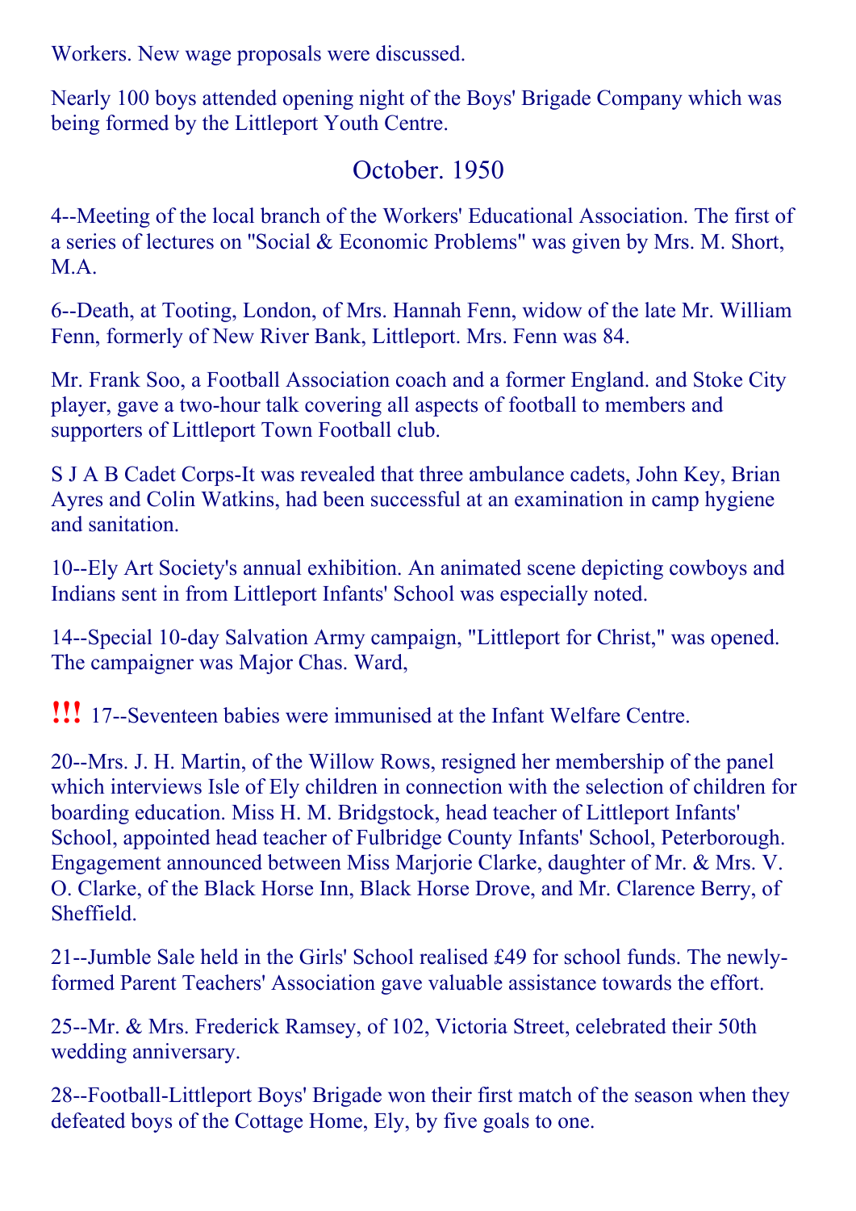Workers. New wage proposals were discussed.

Nearly 100 boys attended opening night of the Boys' Brigade Company which was being formed by the Littleport Youth Centre.

## October. 1950

4--Meeting of the local branch of the Workers' Educational Association. The first of a series of lectures on "Social & Economic Problems" was given by Mrs. M. Short, M.A.

6--Death, at Tooting, London, of Mrs. Hannah Fenn, widow of the late Mr. William Fenn, formerly of New River Bank, Littleport. Mrs. Fenn was 84.

Mr. Frank Soo, a Football Association coach and a former England. and Stoke City player, gave a two-hour talk covering all aspects of football to members and supporters of Littleport Town Football club.

S J A B Cadet Corps-It was revealed that three ambulance cadets, John Key, Brian Ayres and Colin Watkins, had been successful at an examination in camp hygiene and sanitation.

10--Ely Art Society's annual exhibition. An animated scene depicting cowboys and Indians sent in from Littleport Infants' School was especially noted.

14--Special 10-day Salvation Army campaign, "Littleport for Christ," was opened. The campaigner was Major Chas. Ward,

!!! 17--Seventeen babies were immunised at the Infant Welfare Centre.

20--Mrs. J. H. Martin, of the Willow Rows, resigned her membership of the panel which interviews Isle of Ely children in connection with the selection of children for boarding education. Miss H. M. Bridgstock, head teacher of Littleport Infants' School, appointed head teacher of Fulbridge County Infants' School, Peterborough. Engagement announced between Miss Marjorie Clarke, daughter of Mr. & Mrs. V. O. Clarke, of the Black Horse Inn, Black Horse Drove, and Mr. Clarence Berry, of Sheffield.

21--Jumble Sale held in the Girls' School realised £49 for school funds. The newly-formed Parent Teachers' Association gave valuable assistance towards the effort.

25--Mr. & Mrs. Frederick Ramsey, of 102, Victoria Street, celebrated their 50th wedding anniversary.

28--Football-Littleport Boys' Brigade won their first match of the season when they defeated boys of the Cottage Home, Ely, by five goals to one.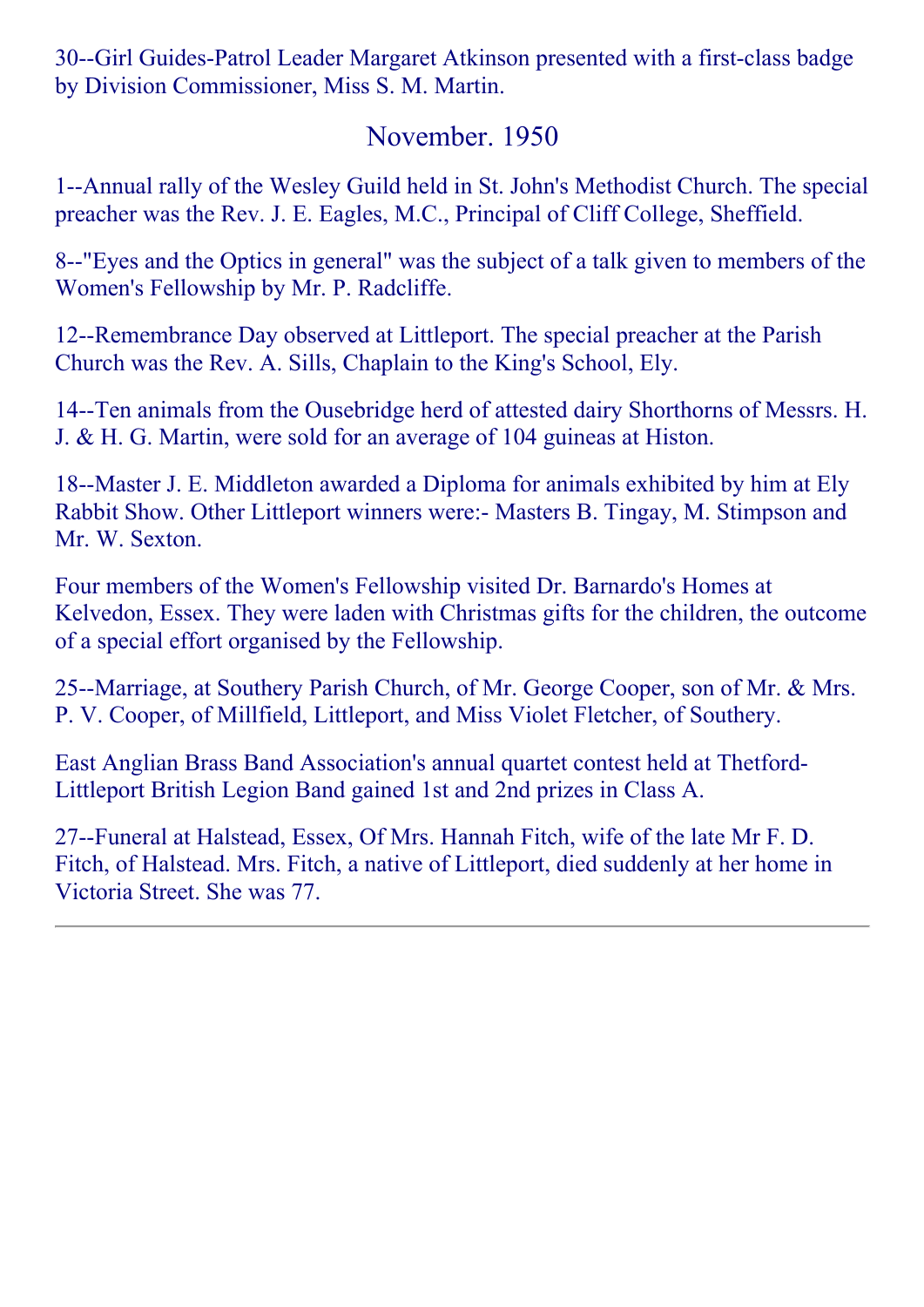30--Girl Guides-Patrol Leader Margaret Atkinson presented with a first-class badge by Division Commissioner, Miss S. M. Martin.

## November. 1950

1--Annual rally of the Wesley Guild held in St. John's Methodist Church. The special preacher was the Rev. J. E. Eagles, M.C., Principal of Cliff College, Sheffield.

8--"Eyes and the Optics in general" was the subject of a talk given to members of the Women's Fellowship by Mr. P. Radcliffe.

12--Remembrance Day observed at Littleport. The special preacher at the Parish Church was the Rev. A. Sills, Chaplain to the King's School, Ely.

14--Ten animals from the Ousebridge herd of attested dairy Shorthorns of Messrs. H. J. & H. G. Martin, were sold for an average of 104 guineas at Histon.

18--Master J. E. Middleton awarded a Diploma for animals exhibited by him at Ely Rabbit Show. Other Littleport winners were:- Masters B. Tingay, M. Stimpson and Mr. W. Sexton.

Four members of the Women's Fellowship visited Dr. Barnardo's Homes at Kelvedon, Essex. They were laden with Christmas gifts for the children, the outcome of a special effort organised by the Fellowship.

25--Marriage, at Southery Parish Church, of Mr. George Cooper, son of Mr. & Mrs. P. V. Cooper, of Millfield, Littleport, and Miss Violet Fletcher, of Southery.

East Anglian Brass Band Association's annual quartet contest held at Thetford-Littleport British Legion Band gained 1st and 2nd prizes in Class A.

27--Funeral at Halstead, Essex, Of Mrs. Hannah Fitch, wife of the late Mr F. D. Fitch, of Halstead. Mrs. Fitch, a native of Littleport, died suddenly at her home in Victoria Street. She was 77.

---